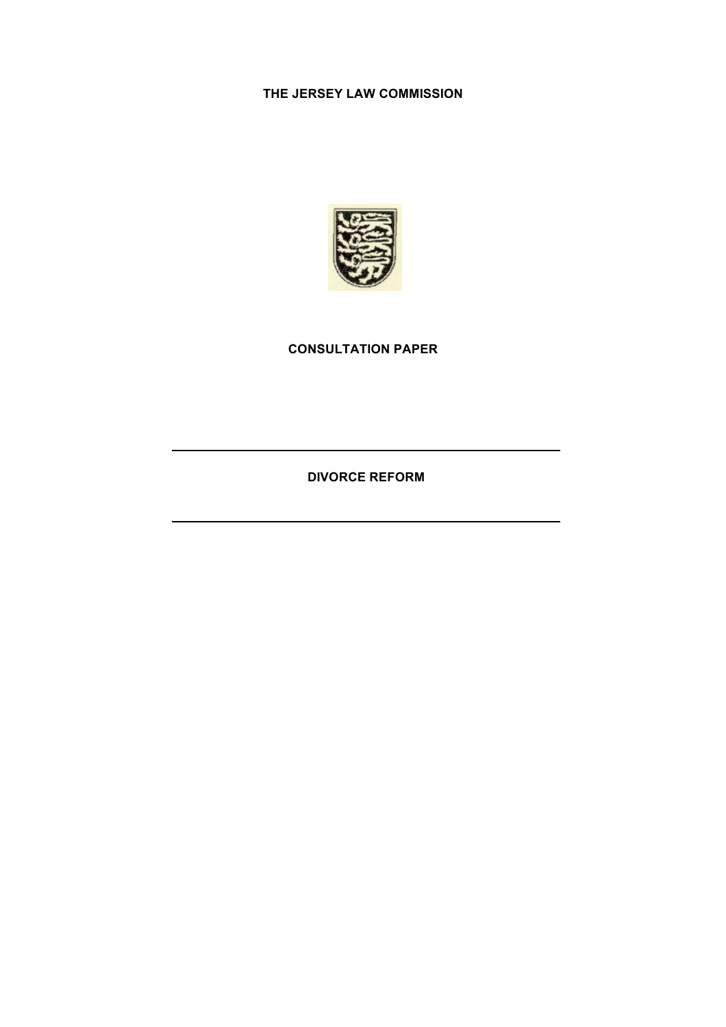**THE JERSEY LAW COMMISSION**

**CONSULTATION PAPER**

---

# DIVORCE REFORM

---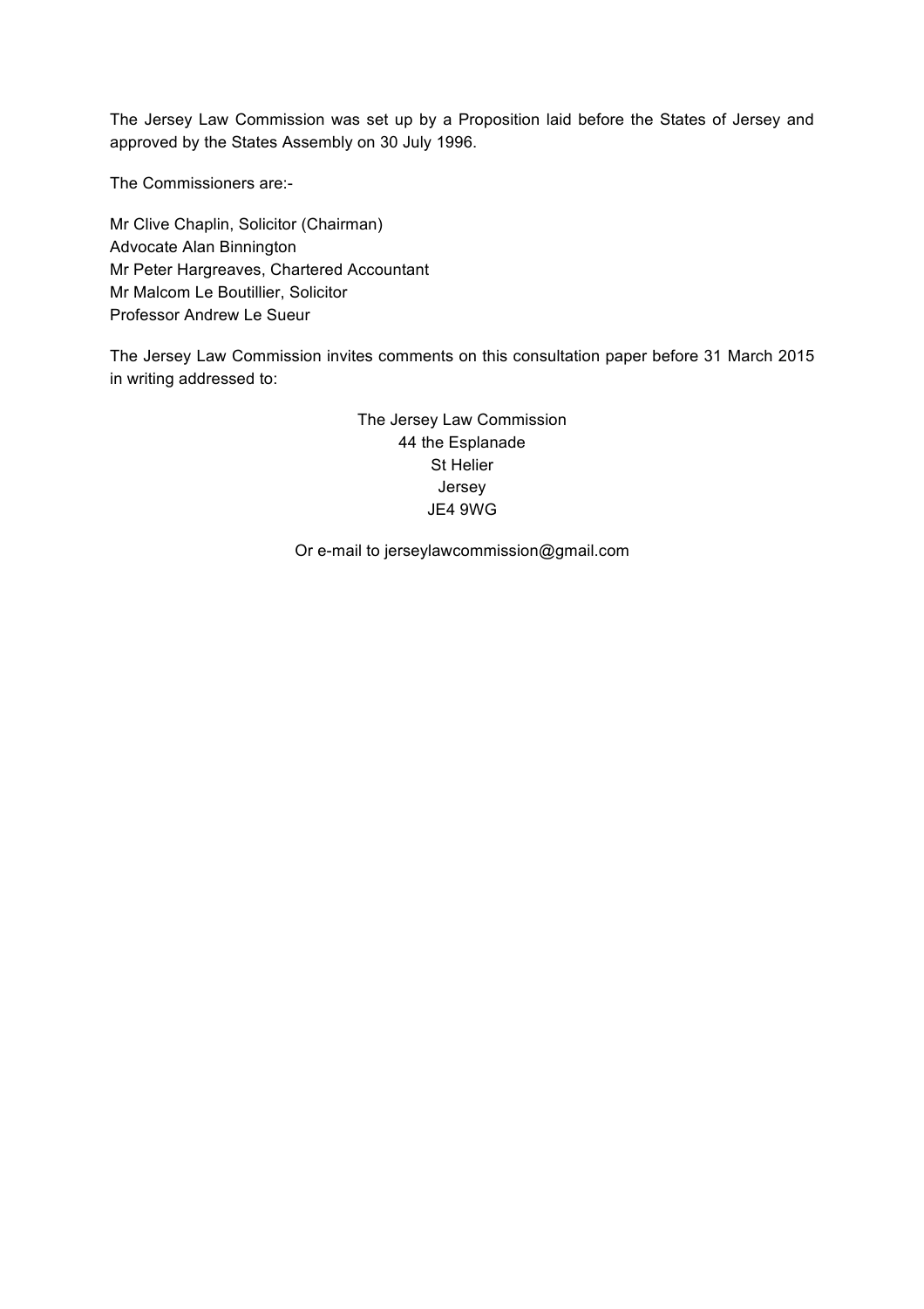The Jersey Law Commission was set up by a Proposition laid before the States of Jersey and approved by the States Assembly on 30 July 1996.

The Commissioners are:-

Mr Clive Chaplin, Solicitor (Chairman)  
Advocate Alan Binnington  
Mr Peter Hargreaves, Chartered Accountant  
Mr Malcom Le Boutillier, Solicitor  
Professor Andrew Le Sueur

The Jersey Law Commission invites comments on this consultation paper before 31 March 2015 in writing addressed to:

The Jersey Law Commission  
44 the Esplanade  
St Helier  
Jersey  
JE4 9WG

Or e-mail to jerseylawcommission@gmail.com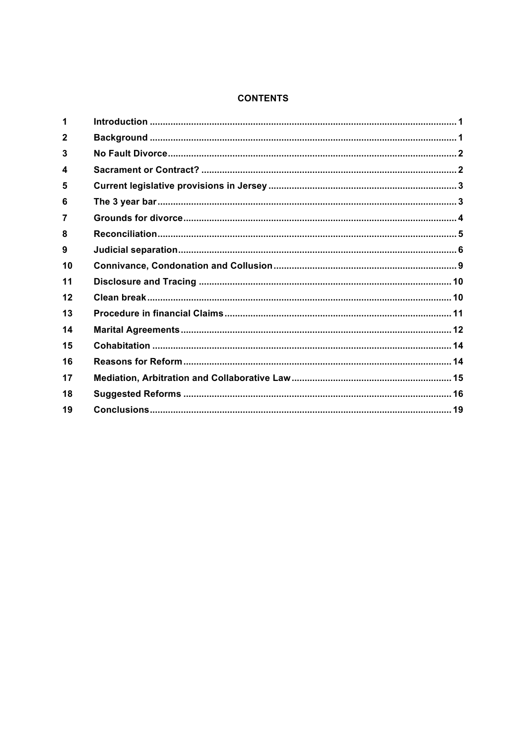**CONTENTS**

| | | |
|---|---|---|
| 1 | Introduction | 1 |
| 2 | Background | 1 |
| 3 | No Fault Divorce | 2 |
| 4 | Sacrament or Contract? | 2 |
| 5 | Current legislative provisions in Jersey | 3 |
| 6 | The 3 year bar | 3 |
| 7 | Grounds for divorce | 4 |
| 8 | Reconciliation | 5 |
| 9 | Judicial separation | 6 |
| 10 | Connivance, Condonation and Collusion | 9 |
| 11 | Disclosure and Tracing | 10 |
| 12 | Clean break | 10 |
| 13 | Procedure in financial Claims | 11 |
| 14 | Marital Agreements | 12 |
| 15 | Cohabitation | 14 |
| 16 | Reasons for Reform | 14 |
| 17 | Mediation, Arbitration and Collaborative Law | 15 |
| 18 | Suggested Reforms | 16 |
| 19 | Conclusions | 19 |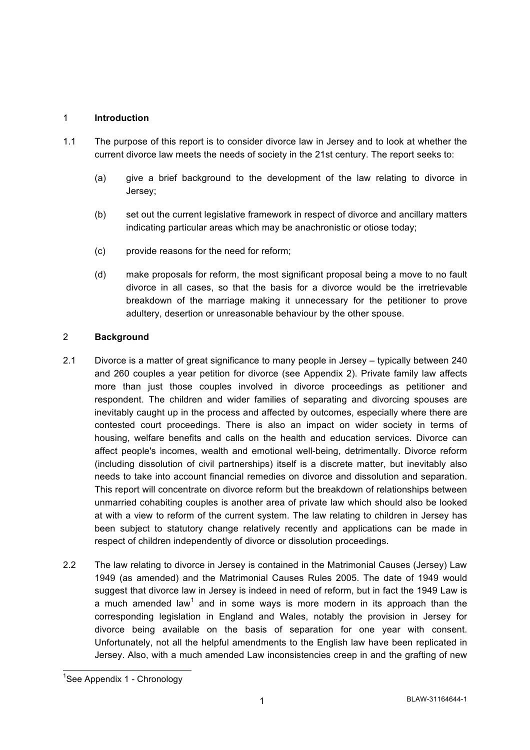## 1 Introduction

1.1 The purpose of this report is to consider divorce law in Jersey and to look at whether the current divorce law meets the needs of society in the 21st century. The report seeks to:

(a) give a brief background to the development of the law relating to divorce in Jersey;

(b) set out the current legislative framework in respect of divorce and ancillary matters indicating particular areas which may be anachronistic or otiose today;

(c) provide reasons for the need for reform;

(d) make proposals for reform, the most significant proposal being a move to no fault divorce in all cases, so that the basis for a divorce would be the irretrievable breakdown of the marriage making it unnecessary for the petitioner to prove adultery, desertion or unreasonable behaviour by the other spouse.

## 2 Background

2.1 Divorce is a matter of great significance to many people in Jersey – typically between 240 and 260 couples a year petition for divorce (see Appendix 2). Private family law affects more than just those couples involved in divorce proceedings as petitioner and respondent. The children and wider families of separating and divorcing spouses are inevitably caught up in the process and affected by outcomes, especially where there are contested court proceedings. There is also an impact on wider society in terms of housing, welfare benefits and calls on the health and education services. Divorce can affect people's incomes, wealth and emotional well-being, detrimentally. Divorce reform (including dissolution of civil partnerships) itself is a discrete matter, but inevitably also needs to take into account financial remedies on divorce and dissolution and separation. This report will concentrate on divorce reform but the breakdown of relationships between unmarried cohabiting couples is another area of private law which should also be looked at with a view to reform of the current system. The law relating to children in Jersey has been subject to statutory change relatively recently and applications can be made in respect of children independently of divorce or dissolution proceedings.

2.2 The law relating to divorce in Jersey is contained in the Matrimonial Causes (Jersey) Law 1949 (as amended) and the Matrimonial Causes Rules 2005. The date of 1949 would suggest that divorce law in Jersey is indeed in need of reform, but in fact the 1949 Law is a much amended law[1] and in some ways is more modern in its approach than the corresponding legislation in England and Wales, notably the provision in Jersey for divorce being available on the basis of separation for one year with consent. Unfortunately, not all the helpful amendments to the English law have been replicated in Jersey. Also, with a much amended Law inconsistencies creep in and the grafting of new

[1] See Appendix 1 - Chronology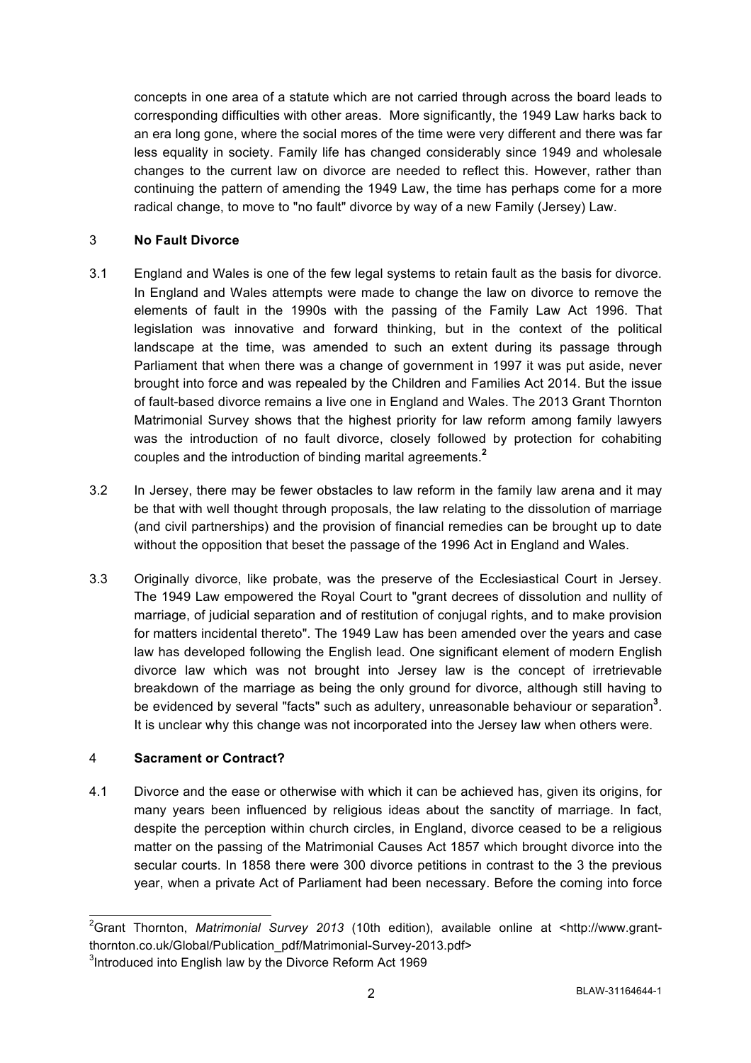concepts in one area of a statute which are not carried through across the board leads to corresponding difficulties with other areas. More significantly, the 1949 Law harks back to an era long gone, where the social mores of the time were very different and there was far less equality in society. Family life has changed considerably since 1949 and wholesale changes to the current law on divorce are needed to reflect this. However, rather than continuing the pattern of amending the 1949 Law, the time has perhaps come for a more radical change, to move to "no fault" divorce by way of a new Family (Jersey) Law.

## 3 No Fault Divorce

3.1 England and Wales is one of the few legal systems to retain fault as the basis for divorce. In England and Wales attempts were made to change the law on divorce to remove the elements of fault in the 1990s with the passing of the Family Law Act 1996. That legislation was innovative and forward thinking, but in the context of the political landscape at the time, was amended to such an extent during its passage through Parliament that when there was a change of government in 1997 it was put aside, never brought into force and was repealed by the Children and Families Act 2014. But the issue of fault-based divorce remains a live one in England and Wales. The 2013 Grant Thornton Matrimonial Survey shows that the highest priority for law reform among family lawyers was the introduction of no fault divorce, closely followed by protection for cohabiting couples and the introduction of binding marital agreements.[2]

3.2 In Jersey, there may be fewer obstacles to law reform in the family law arena and it may be that with well thought through proposals, the law relating to the dissolution of marriage (and civil partnerships) and the provision of financial remedies can be brought up to date without the opposition that beset the passage of the 1996 Act in England and Wales.

3.3 Originally divorce, like probate, was the preserve of the Ecclesiastical Court in Jersey. The 1949 Law empowered the Royal Court to "grant decrees of dissolution and nullity of marriage, of judicial separation and of restitution of conjugal rights, and to make provision for matters incidental thereto". The 1949 Law has been amended over the years and case law has developed following the English lead. One significant element of modern English divorce law which was not brought into Jersey law is the concept of irretrievable breakdown of the marriage as being the only ground for divorce, although still having to be evidenced by several "facts" such as adultery, unreasonable behaviour or separation[3]. It is unclear why this change was not incorporated into the Jersey law when others were.

## 4 Sacrament or Contract?

4.1 Divorce and the ease or otherwise with which it can be achieved has, given its origins, for many years been influenced by religious ideas about the sanctity of marriage. In fact, despite the perception within church circles, in England, divorce ceased to be a religious matter on the passing of the Matrimonial Causes Act 1857 which brought divorce into the secular courts. In 1858 there were 300 divorce petitions in contrast to the 3 the previous year, when a private Act of Parliament had been necessary. Before the coming into force

---

[2] Grant Thornton, *Matrimonial Survey 2013* (10th edition), available online at <http://www.grant-thornton.co.uk/Global/Publication_pdf/Matrimonial-Survey-2013.pdf>

[3] Introduced into English law by the Divorce Reform Act 1969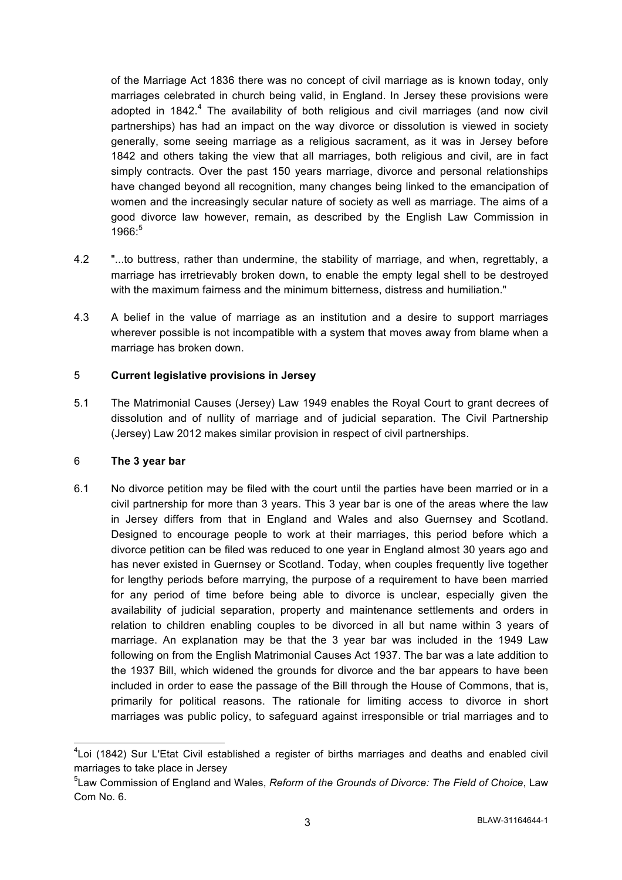of the Marriage Act 1836 there was no concept of civil marriage as is known today, only marriages celebrated in church being valid, in England. In Jersey these provisions were adopted in 1842.[4] The availability of both religious and civil marriages (and now civil partnerships) has had an impact on the way divorce or dissolution is viewed in society generally, some seeing marriage as a religious sacrament, as it was in Jersey before 1842 and others taking the view that all marriages, both religious and civil, are in fact simply contracts. Over the past 150 years marriage, divorce and personal relationships have changed beyond all recognition, many changes being linked to the emancipation of women and the increasingly secular nature of society as well as marriage. The aims of a good divorce law however, remain, as described by the English Law Commission in 1966:[5]

4.2 "...to buttress, rather than undermine, the stability of marriage, and when, regrettably, a marriage has irretrievably broken down, to enable the empty legal shell to be destroyed with the maximum fairness and the minimum bitterness, distress and humiliation."

4.3 A belief in the value of marriage as an institution and a desire to support marriages wherever possible is not incompatible with a system that moves away from blame when a marriage has broken down.

## 5 Current legislative provisions in Jersey

5.1 The Matrimonial Causes (Jersey) Law 1949 enables the Royal Court to grant decrees of dissolution and of nullity of marriage and of judicial separation. The Civil Partnership (Jersey) Law 2012 makes similar provision in respect of civil partnerships.

## 6 The 3 year bar

6.1 No divorce petition may be filed with the court until the parties have been married or in a civil partnership for more than 3 years. This 3 year bar is one of the areas where the law in Jersey differs from that in England and Wales and also Guernsey and Scotland. Designed to encourage people to work at their marriages, this period before which a divorce petition can be filed was reduced to one year in England almost 30 years ago and has never existed in Guernsey or Scotland. Today, when couples frequently live together for lengthy periods before marrying, the purpose of a requirement to have been married for any period of time before being able to divorce is unclear, especially given the availability of judicial separation, property and maintenance settlements and orders in relation to children enabling couples to be divorced in all but name within 3 years of marriage. An explanation may be that the 3 year bar was included in the 1949 Law following on from the English Matrimonial Causes Act 1937. The bar was a late addition to the 1937 Bill, which widened the grounds for divorce and the bar appears to have been included in order to ease the passage of the Bill through the House of Commons, that is, primarily for political reasons. The rationale for limiting access to divorce in short marriages was public policy, to safeguard against irresponsible or trial marriages and to

---

[4] Loi (1842) Sur L'Etat Civil established a register of births marriages and deaths and enabled civil marriages to take place in Jersey

[5] Law Commission of England and Wales, *Reform of the Grounds of Divorce: The Field of Choice*, Law Com No. 6.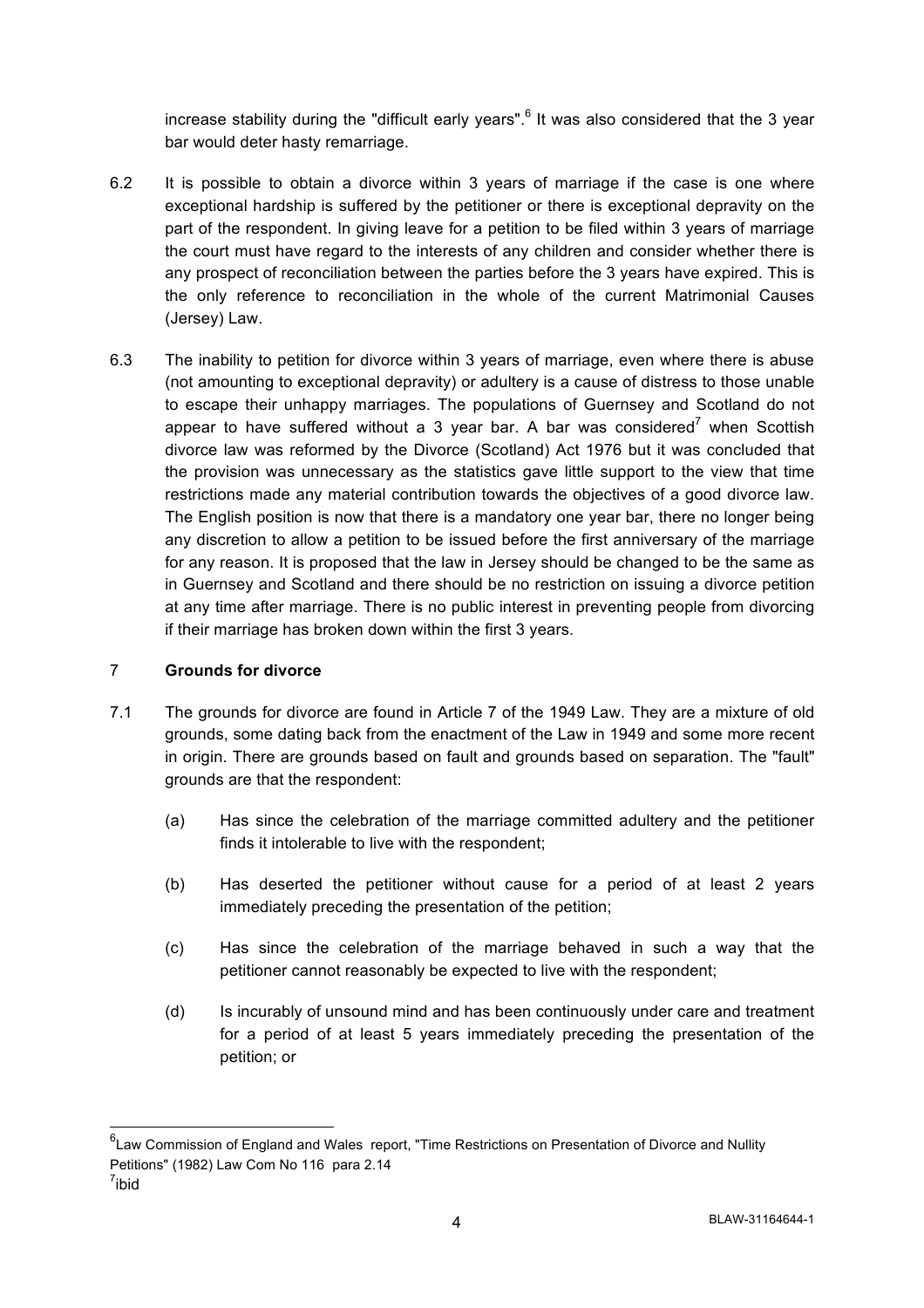increase stability during the "difficult early years".[6] It was also considered that the 3 year bar would deter hasty remarriage.

6.2 It is possible to obtain a divorce within 3 years of marriage if the case is one where exceptional hardship is suffered by the petitioner or there is exceptional depravity on the part of the respondent. In giving leave for a petition to be filed within 3 years of marriage the court must have regard to the interests of any children and consider whether there is any prospect of reconciliation between the parties before the 3 years have expired. This is the only reference to reconciliation in the whole of the current Matrimonial Causes (Jersey) Law.

6.3 The inability to petition for divorce within 3 years of marriage, even where there is abuse (not amounting to exceptional depravity) or adultery is a cause of distress to those unable to escape their unhappy marriages. The populations of Guernsey and Scotland do not appear to have suffered without a 3 year bar. A bar was considered[7] when Scottish divorce law was reformed by the Divorce (Scotland) Act 1976 but it was concluded that the provision was unnecessary as the statistics gave little support to the view that time restrictions made any material contribution towards the objectives of a good divorce law. The English position is now that there is a mandatory one year bar, there no longer being any discretion to allow a petition to be issued before the first anniversary of the marriage for any reason. It is proposed that the law in Jersey should be changed to be the same as in Guernsey and Scotland and there should be no restriction on issuing a divorce petition at any time after marriage. There is no public interest in preventing people from divorcing if their marriage has broken down within the first 3 years.

## 7 Grounds for divorce

7.1 The grounds for divorce are found in Article 7 of the 1949 Law. They are a mixture of old grounds, some dating back from the enactment of the Law in 1949 and some more recent in origin. There are grounds based on fault and grounds based on separation. The "fault" grounds are that the respondent:

(a) Has since the celebration of the marriage committed adultery and the petitioner finds it intolerable to live with the respondent;

(b) Has deserted the petitioner without cause for a period of at least 2 years immediately preceding the presentation of the petition;

(c) Has since the celebration of the marriage behaved in such a way that the petitioner cannot reasonably be expected to live with the respondent;

(d) Is incurably of unsound mind and has been continuously under care and treatment for a period of at least 5 years immediately preceding the presentation of the petition; or

---

[6] Law Commission of England and Wales report, "Time Restrictions on Presentation of Divorce and Nullity Petitions" (1982) Law Com No 116 para 2.14

[7] ibid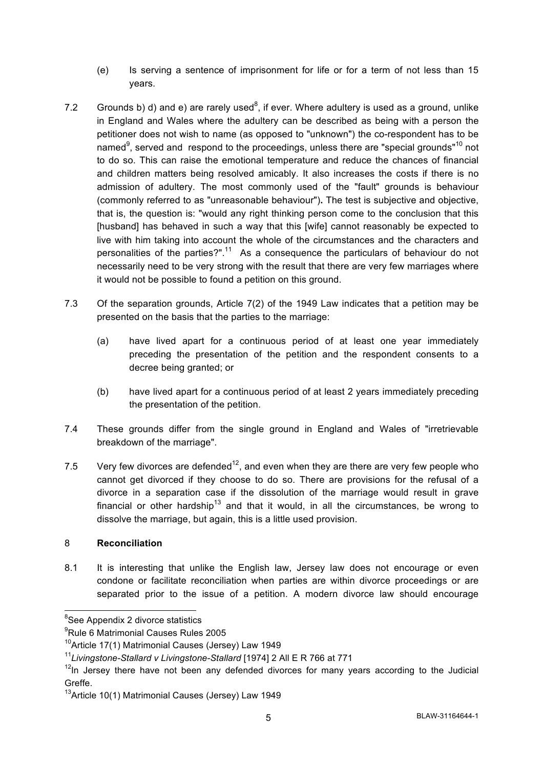(e) Is serving a sentence of imprisonment for life or for a term of not less than 15 years.

7.2 Grounds b) d) and e) are rarely used[8], if ever. Where adultery is used as a ground, unlike in England and Wales where the adultery can be described as being with a person the petitioner does not wish to name (as opposed to "unknown") the co-respondent has to be named[9], served and respond to the proceedings, unless there are "special grounds"[10] not to do so. This can raise the emotional temperature and reduce the chances of financial and children matters being resolved amicably. It also increases the costs if there is no admission of adultery. The most commonly used of the "fault" grounds is behaviour (commonly referred to as "unreasonable behaviour"). The test is subjective and objective, that is, the question is: "would any right thinking person come to the conclusion that this [husband] has behaved in such a way that this [wife] cannot reasonably be expected to live with him taking into account the whole of the circumstances and the characters and personalities of the parties?".[11] As a consequence the particulars of behaviour do not necessarily need to be very strong with the result that there are very few marriages where it would not be possible to found a petition on this ground.

7.3 Of the separation grounds, Article 7(2) of the 1949 Law indicates that a petition may be presented on the basis that the parties to the marriage:

(a) have lived apart for a continuous period of at least one year immediately preceding the presentation of the petition and the respondent consents to a decree being granted; or

(b) have lived apart for a continuous period of at least 2 years immediately preceding the presentation of the petition.

7.4 These grounds differ from the single ground in England and Wales of "irretrievable breakdown of the marriage".

7.5 Very few divorces are defended[12], and even when they are there are very few people who cannot get divorced if they choose to do so. There are provisions for the refusal of a divorce in a separation case if the dissolution of the marriage would result in grave financial or other hardship[13] and that it would, in all the circumstances, be wrong to dissolve the marriage, but again, this is a little used provision.

## 8 Reconciliation

8.1 It is interesting that unlike the English law, Jersey law does not encourage or even condone or facilitate reconciliation when parties are within divorce proceedings or are separated prior to the issue of a petition. A modern divorce law should encourage

---

[8] See Appendix 2 divorce statistics

[9] Rule 6 Matrimonial Causes Rules 2005

[10] Article 17(1) Matrimonial Causes (Jersey) Law 1949

[11] *Livingstone-Stallard v Livingstone-Stallard* [1974] 2 All E R 766 at 771

[12] In Jersey there have not been any defended divorces for many years according to the Judicial Greffe.

[13] Article 10(1) Matrimonial Causes (Jersey) Law 1949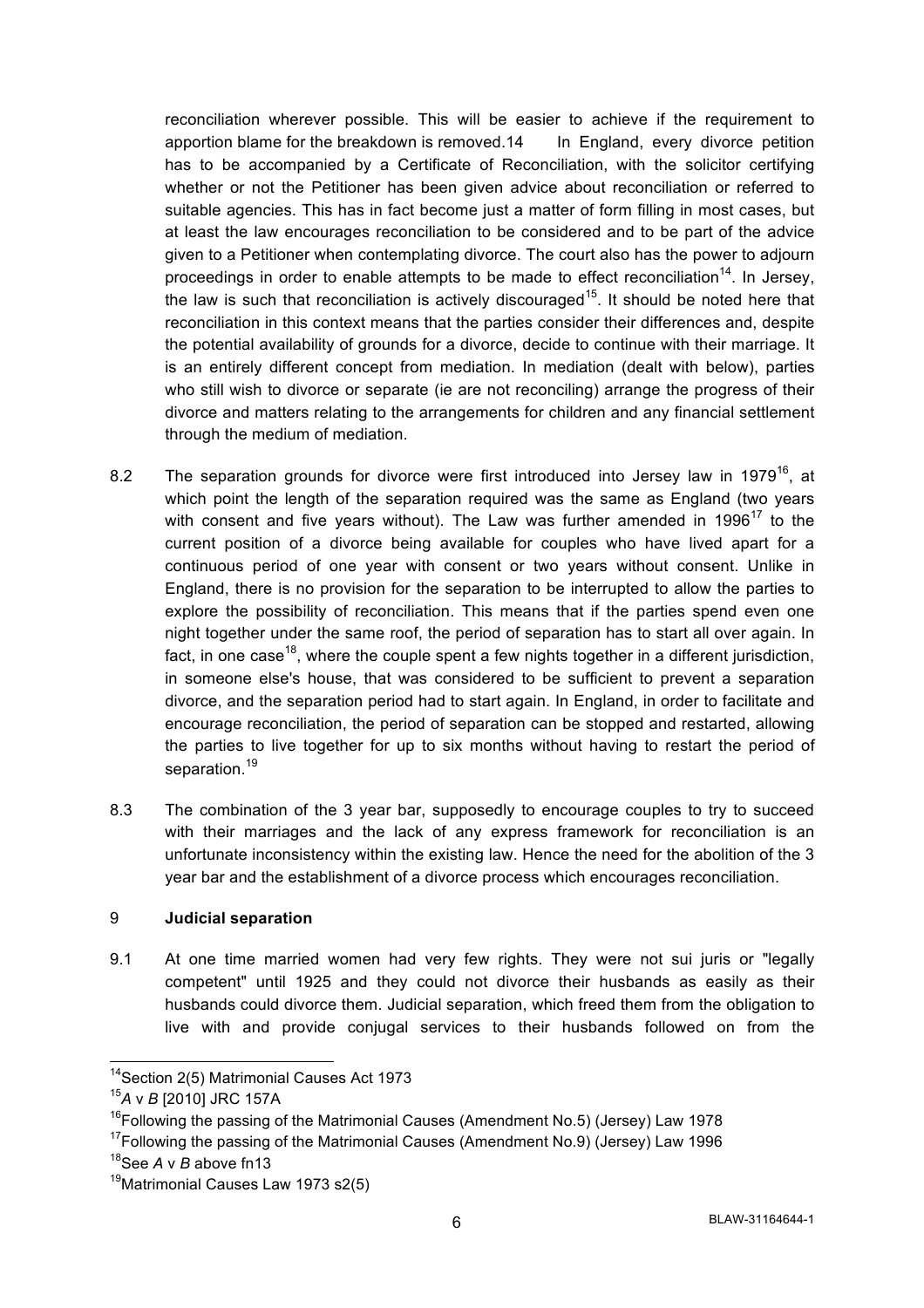reconciliation wherever possible. This will be easier to achieve if the requirement to apportion blame for the breakdown is removed.14 In England, every divorce petition has to be accompanied by a Certificate of Reconciliation, with the solicitor certifying whether or not the Petitioner has been given advice about reconciliation or referred to suitable agencies. This has in fact become just a matter of form filling in most cases, but at least the law encourages reconciliation to be considered and to be part of the advice given to a Petitioner when contemplating divorce. The court also has the power to adjourn proceedings in order to enable attempts to be made to effect reconciliation[14]. In Jersey, the law is such that reconciliation is actively discouraged[15]. It should be noted here that reconciliation in this context means that the parties consider their differences and, despite the potential availability of grounds for a divorce, decide to continue with their marriage. It is an entirely different concept from mediation. In mediation (dealt with below), parties who still wish to divorce or separate (ie are not reconciling) arrange the progress of their divorce and matters relating to the arrangements for children and any financial settlement through the medium of mediation.

8.2 The separation grounds for divorce were first introduced into Jersey law in 1979[16], at which point the length of the separation required was the same as England (two years with consent and five years without). The Law was further amended in 1996[17] to the current position of a divorce being available for couples who have lived apart for a continuous period of one year with consent or two years without consent. Unlike in England, there is no provision for the separation to be interrupted to allow the parties to explore the possibility of reconciliation. This means that if the parties spend even one night together under the same roof, the period of separation has to start all over again. In fact, in one case[18], where the couple spent a few nights together in a different jurisdiction, in someone else's house, that was considered to be sufficient to prevent a separation divorce, and the separation period had to start again. In England, in order to facilitate and encourage reconciliation, the period of separation can be stopped and restarted, allowing the parties to live together for up to six months without having to restart the period of separation.[19]

8.3 The combination of the 3 year bar, supposedly to encourage couples to try to succeed with their marriages and the lack of any express framework for reconciliation is an unfortunate inconsistency within the existing law. Hence the need for the abolition of the 3 year bar and the establishment of a divorce process which encourages reconciliation.

## 9 Judicial separation

9.1 At one time married women had very few rights. They were not sui juris or "legally competent" until 1925 and they could not divorce their husbands as easily as their husbands could divorce them. Judicial separation, which freed them from the obligation to live with and provide conjugal services to their husbands followed on from the

---

[14] Section 2(5) Matrimonial Causes Act 1973

[15] *A* v *B* [2010] JRC 157A

[16] Following the passing of the Matrimonial Causes (Amendment No.5) (Jersey) Law 1978

[17] Following the passing of the Matrimonial Causes (Amendment No.9) (Jersey) Law 1996

[18] See *A* v *B* above fn13

[19] Matrimonial Causes Law 1973 s2(5)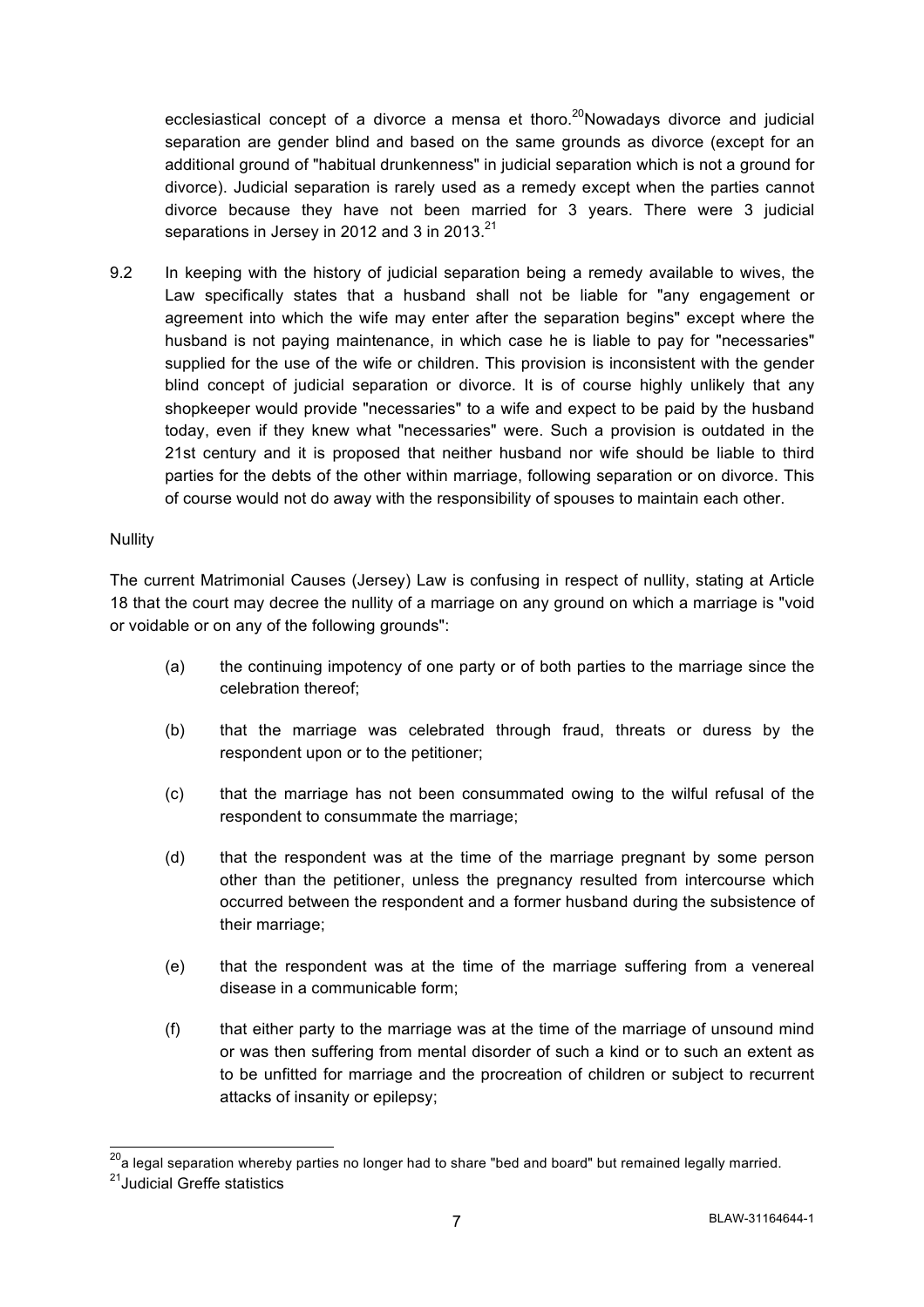ecclesiastical concept of a divorce a mensa et thoro.[20]Nowadays divorce and judicial separation are gender blind and based on the same grounds as divorce (except for an additional ground of "habitual drunkenness" in judicial separation which is not a ground for divorce). Judicial separation is rarely used as a remedy except when the parties cannot divorce because they have not been married for 3 years. There were 3 judicial separations in Jersey in 2012 and 3 in 2013.[21]

9.2 In keeping with the history of judicial separation being a remedy available to wives, the Law specifically states that a husband shall not be liable for "any engagement or agreement into which the wife may enter after the separation begins" except where the husband is not paying maintenance, in which case he is liable to pay for "necessaries" supplied for the use of the wife or children. This provision is inconsistent with the gender blind concept of judicial separation or divorce. It is of course highly unlikely that any shopkeeper would provide "necessaries" to a wife and expect to be paid by the husband today, even if they knew what "necessaries" were. Such a provision is outdated in the 21st century and it is proposed that neither husband nor wife should be liable to third parties for the debts of the other within marriage, following separation or on divorce. This of course would not do away with the responsibility of spouses to maintain each other.

Nullity

The current Matrimonial Causes (Jersey) Law is confusing in respect of nullity, stating at Article 18 that the court may decree the nullity of a marriage on any ground on which a marriage is "void or voidable or on any of the following grounds":

(a) the continuing impotency of one party or of both parties to the marriage since the celebration thereof;

(b) that the marriage was celebrated through fraud, threats or duress by the respondent upon or to the petitioner;

(c) that the marriage has not been consummated owing to the wilful refusal of the respondent to consummate the marriage;

(d) that the respondent was at the time of the marriage pregnant by some person other than the petitioner, unless the pregnancy resulted from intercourse which occurred between the respondent and a former husband during the subsistence of their marriage;

(e) that the respondent was at the time of the marriage suffering from a venereal disease in a communicable form;

(f) that either party to the marriage was at the time of the marriage of unsound mind or was then suffering from mental disorder of such a kind or to such an extent as to be unfitted for marriage and the procreation of children or subject to recurrent attacks of insanity or epilepsy;

[20] a legal separation whereby parties no longer had to share "bed and board" but remained legally married.

[21] Judicial Greffe statistics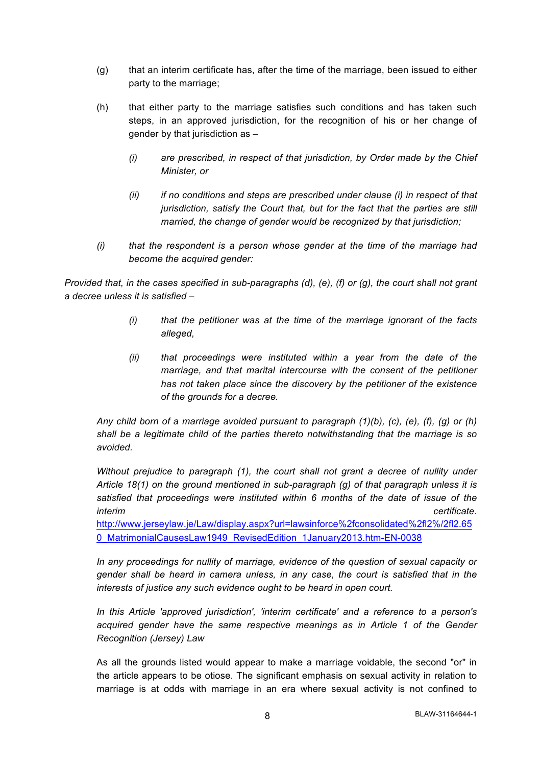(g) that an interim certificate has, after the time of the marriage, been issued to either party to the marriage;

(h) that either party to the marriage satisfies such conditions and has taken such steps, in an approved jurisdiction, for the recognition of his or her change of gender by that jurisdiction as –

*(i) are prescribed, in respect of that jurisdiction, by Order made by the Chief Minister, or*

*(ii) if no conditions and steps are prescribed under clause (i) in respect of that jurisdiction, satisfy the Court that, but for the fact that the parties are still married, the change of gender would be recognized by that jurisdiction;*

*(i) that the respondent is a person whose gender at the time of the marriage had become the acquired gender:*

*Provided that, in the cases specified in sub-paragraphs (d), (e), (f) or (g), the court shall not grant a decree unless it is satisfied –*

*(i) that the petitioner was at the time of the marriage ignorant of the facts alleged,*

*(ii) that proceedings were instituted within a year from the date of the marriage, and that marital intercourse with the consent of the petitioner has not taken place since the discovery by the petitioner of the existence of the grounds for a decree.*

*Any child born of a marriage avoided pursuant to paragraph (1)(b), (c), (e), (f), (g) or (h) shall be a legitimate child of the parties thereto notwithstanding that the marriage is so avoided.*

*Without prejudice to paragraph (1), the court shall not grant a decree of nullity under Article 18(1) on the ground mentioned in sub-paragraph (g) of that paragraph unless it is satisfied that proceedings were instituted within 6 months of the date of issue of the interim certificate.* http://www.jerseylaw.je/Law/display.aspx?url=lawsinforce%2fconsolidated%2fl2%2fl2.650_MatrimonialCausesLaw1949_RevisedEdition_1January2013.htm-EN-0038

*In any proceedings for nullity of marriage, evidence of the question of sexual capacity or gender shall be heard in camera unless, in any case, the court is satisfied that in the interests of justice any such evidence ought to be heard in open court.*

*In this Article 'approved jurisdiction', 'interim certificate' and a reference to a person's acquired gender have the same respective meanings as in Article 1 of the Gender Recognition (Jersey) Law*

As all the grounds listed would appear to make a marriage voidable, the second "or" in the article appears to be otiose. The significant emphasis on sexual activity in relation to marriage is at odds with marriage in an era where sexual activity is not confined to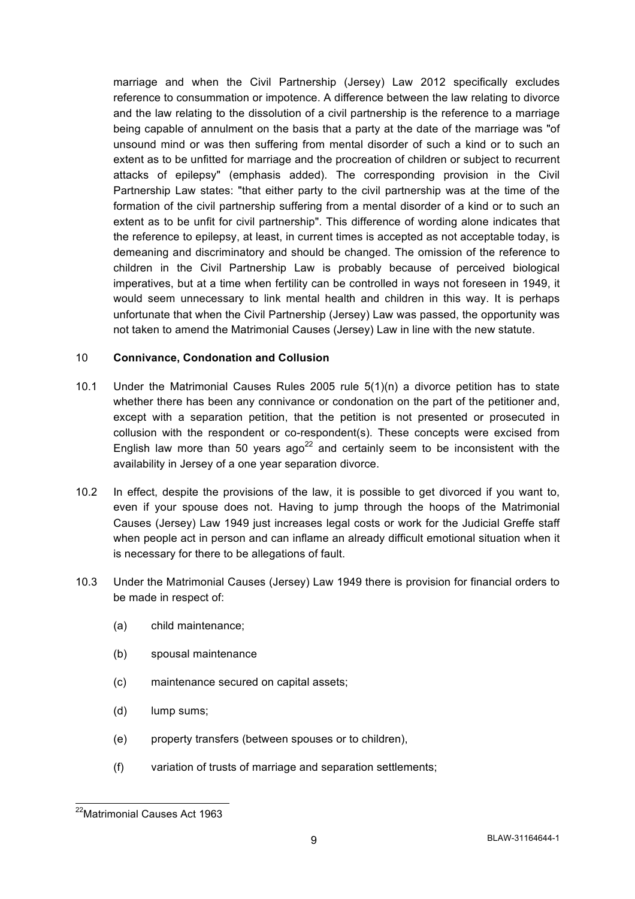marriage and when the Civil Partnership (Jersey) Law 2012 specifically excludes reference to consummation or impotence. A difference between the law relating to divorce and the law relating to the dissolution of a civil partnership is the reference to a marriage being capable of annulment on the basis that a party at the date of the marriage was "of unsound mind or was then suffering from mental disorder of such a kind or to such an extent as to be unfitted for marriage and the procreation of children or subject to recurrent attacks of epilepsy" (emphasis added). The corresponding provision in the Civil Partnership Law states: "that either party to the civil partnership was at the time of the formation of the civil partnership suffering from a mental disorder of a kind or to such an extent as to be unfit for civil partnership". This difference of wording alone indicates that the reference to epilepsy, at least, in current times is accepted as not acceptable today, is demeaning and discriminatory and should be changed. The omission of the reference to children in the Civil Partnership Law is probably because of perceived biological imperatives, but at a time when fertility can be controlled in ways not foreseen in 1949, it would seem unnecessary to link mental health and children in this way. It is perhaps unfortunate that when the Civil Partnership (Jersey) Law was passed, the opportunity was not taken to amend the Matrimonial Causes (Jersey) Law in line with the new statute.

## 10 Connivance, Condonation and Collusion

10.1 Under the Matrimonial Causes Rules 2005 rule 5(1)(n) a divorce petition has to state whether there has been any connivance or condonation on the part of the petitioner and, except with a separation petition, that the petition is not presented or prosecuted in collusion with the respondent or co-respondent(s). These concepts were excised from English law more than 50 years ago[22] and certainly seem to be inconsistent with the availability in Jersey of a one year separation divorce.

10.2 In effect, despite the provisions of the law, it is possible to get divorced if you want to, even if your spouse does not. Having to jump through the hoops of the Matrimonial Causes (Jersey) Law 1949 just increases legal costs or work for the Judicial Greffe staff when people act in person and can inflame an already difficult emotional situation when it is necessary for there to be allegations of fault.

10.3 Under the Matrimonial Causes (Jersey) Law 1949 there is provision for financial orders to be made in respect of:

(a) child maintenance;

(b) spousal maintenance

(c) maintenance secured on capital assets;

(d) lump sums;

(e) property transfers (between spouses or to children),

(f) variation of trusts of marriage and separation settlements;

---

[22] Matrimonial Causes Act 1963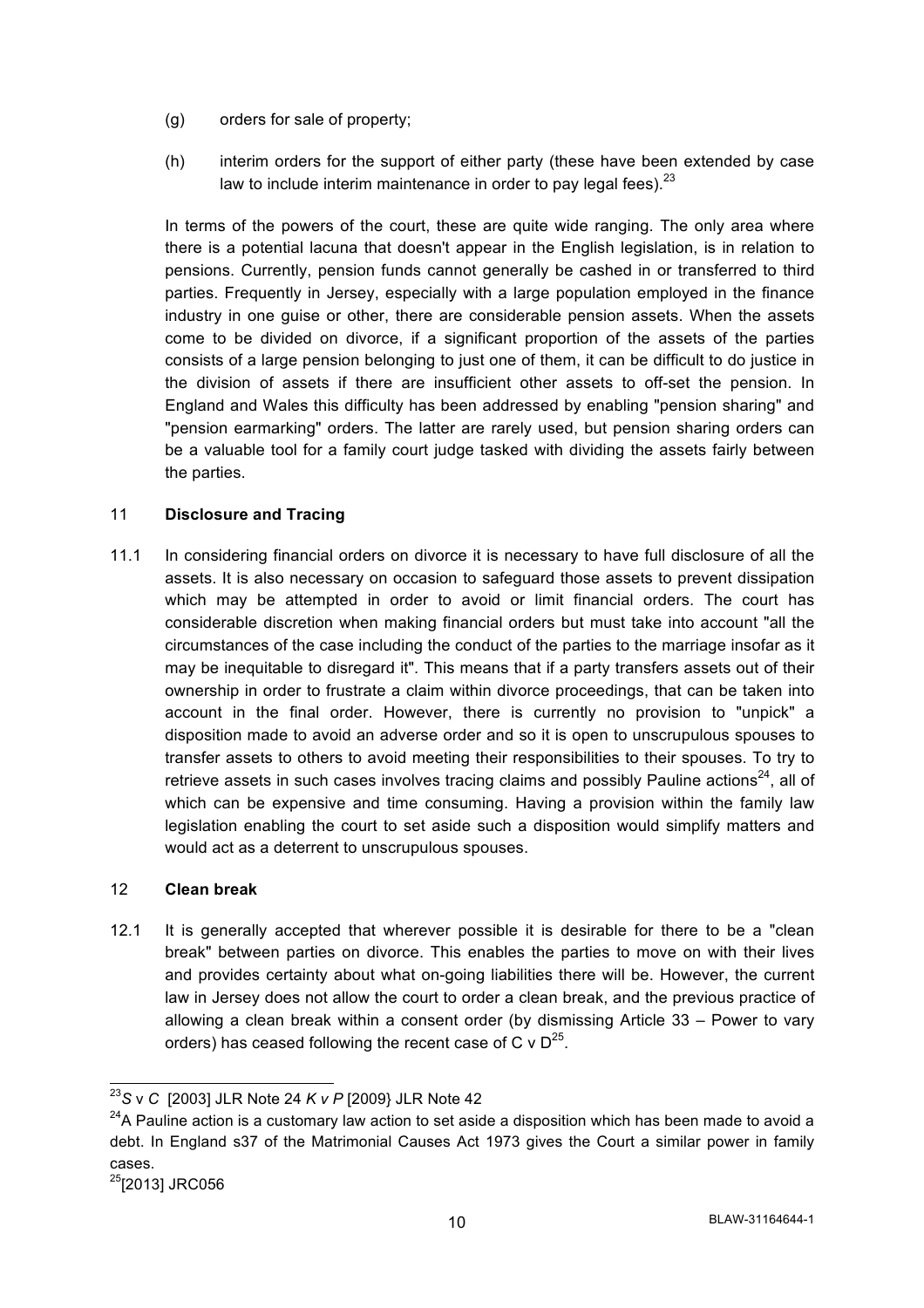(g) orders for sale of property;

(h) interim orders for the support of either party (these have been extended by case law to include interim maintenance in order to pay legal fees).[23]

In terms of the powers of the court, these are quite wide ranging. The only area where there is a potential lacuna that doesn't appear in the English legislation, is in relation to pensions. Currently, pension funds cannot generally be cashed in or transferred to third parties. Frequently in Jersey, especially with a large population employed in the finance industry in one guise or other, there are considerable pension assets. When the assets come to be divided on divorce, if a significant proportion of the assets of the parties consists of a large pension belonging to just one of them, it can be difficult to do justice in the division of assets if there are insufficient other assets to off-set the pension. In England and Wales this difficulty has been addressed by enabling "pension sharing" and "pension earmarking" orders. The latter are rarely used, but pension sharing orders can be a valuable tool for a family court judge tasked with dividing the assets fairly between the parties.

## 11 Disclosure and Tracing

11.1 In considering financial orders on divorce it is necessary to have full disclosure of all the assets. It is also necessary on occasion to safeguard those assets to prevent dissipation which may be attempted in order to avoid or limit financial orders. The court has considerable discretion when making financial orders but must take into account "all the circumstances of the case including the conduct of the parties to the marriage insofar as it may be inequitable to disregard it". This means that if a party transfers assets out of their ownership in order to frustrate a claim within divorce proceedings, that can be taken into account in the final order. However, there is currently no provision to "unpick" a disposition made to avoid an adverse order and so it is open to unscrupulous spouses to transfer assets to others to avoid meeting their responsibilities to their spouses. To try to retrieve assets in such cases involves tracing claims and possibly Pauline actions[24], all of which can be expensive and time consuming. Having a provision within the family law legislation enabling the court to set aside such a disposition would simplify matters and would act as a deterrent to unscrupulous spouses.

## 12 Clean break

12.1 It is generally accepted that wherever possible it is desirable for there to be a "clean break" between parties on divorce. This enables the parties to move on with their lives and provides certainty about what on-going liabilities there will be. However, the current law in Jersey does not allow the court to order a clean break, and the previous practice of allowing a clean break within a consent order (by dismissing Article 33 – Power to vary orders) has ceased following the recent case of C v D[25].

---

[23] *S* v *C* [2003] JLR Note 24 *K v P* [2009} JLR Note 42

[24] A Pauline action is a customary law action to set aside a disposition which has been made to avoid a debt. In England s37 of the Matrimonial Causes Act 1973 gives the Court a similar power in family cases.

[25] [2013] JRC056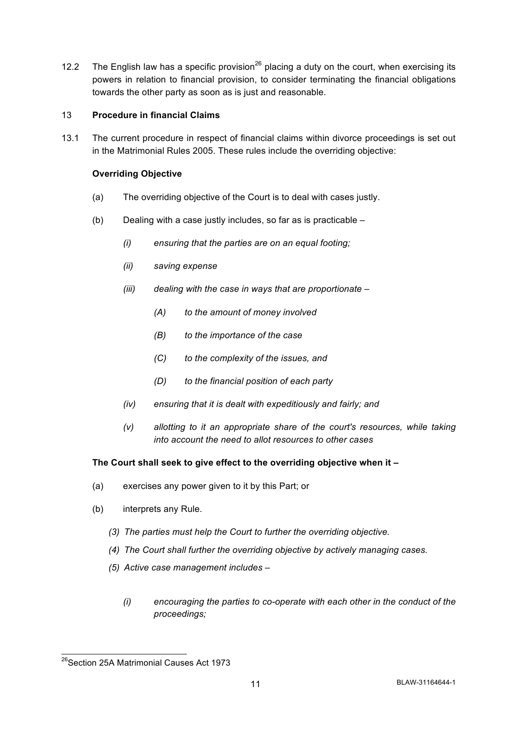12.2 The English law has a specific provision[26] placing a duty on the court, when exercising its powers in relation to financial provision, to consider terminating the financial obligations towards the other party as soon as is just and reasonable.

## 13 Procedure in financial Claims

13.1 The current procedure in respect of financial claims within divorce proceedings is set out in the Matrimonial Rules 2005. These rules include the overriding objective:

**Overriding Objective**

(a) The overriding objective of the Court is to deal with cases justly.

(b) Dealing with a case justly includes, so far as is practicable –

*(i) ensuring that the parties are on an equal footing;*

*(ii) saving expense*

*(iii) dealing with the case in ways that are proportionate –*

*(A) to the amount of money involved*

*(B) to the importance of the case*

*(C) to the complexity of the issues, and*

*(D) to the financial position of each party*

*(iv) ensuring that it is dealt with expeditiously and fairly; and*

*(v) allotting to it an appropriate share of the court's resources, while taking into account the need to allot resources to other cases*

**The Court shall seek to give effect to the overriding objective when it –**

(a) exercises any power given to it by this Part; or

(b) interprets any Rule.

*(3) The parties must help the Court to further the overriding objective.*

*(4) The Court shall further the overriding objective by actively managing cases.*

*(5) Active case management includes –*

*(i) encouraging the parties to co-operate with each other in the conduct of the proceedings;*

---

[26] Section 25A Matrimonial Causes Act 1973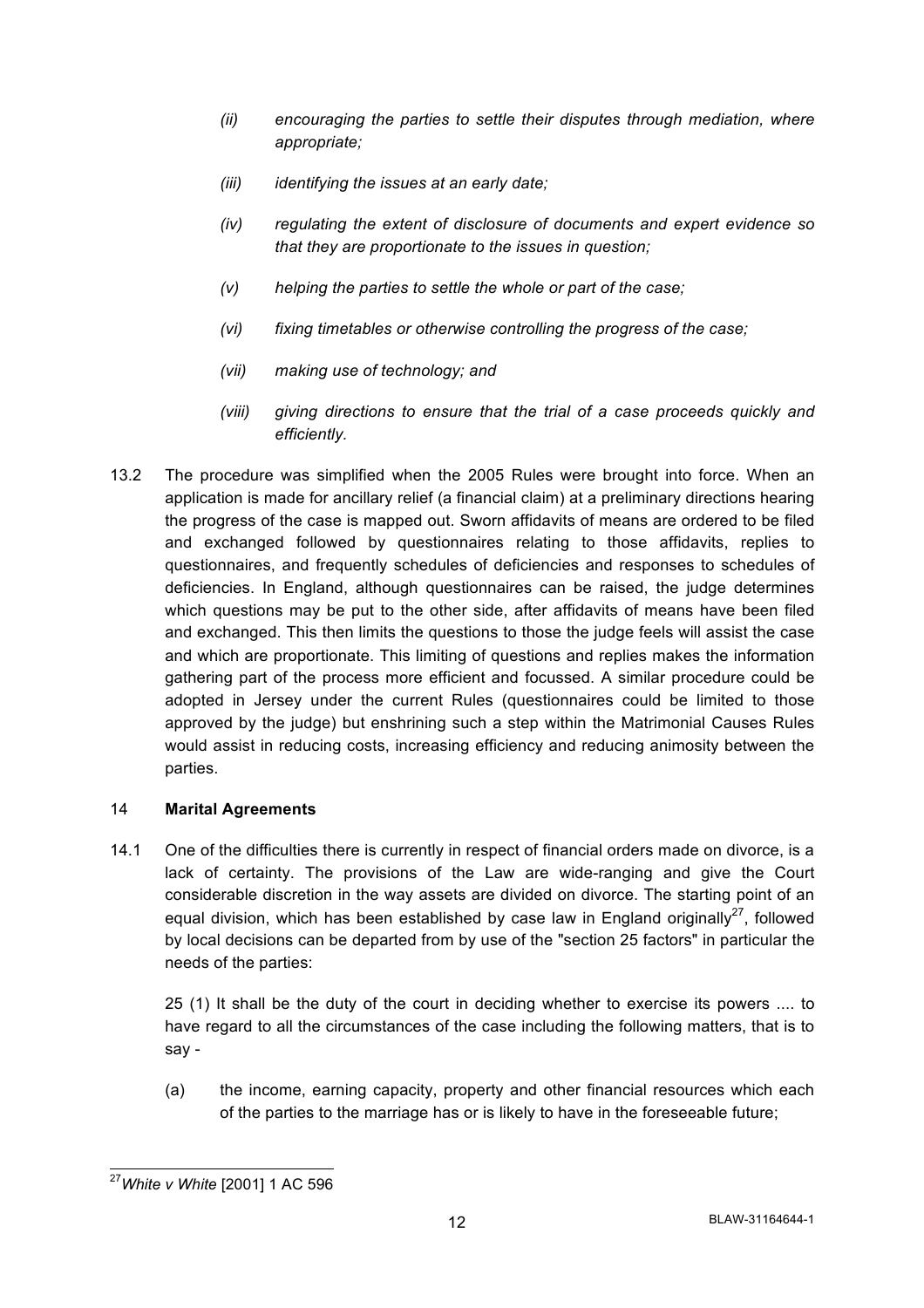*(ii) encouraging the parties to settle their disputes through mediation, where appropriate;*

*(iii) identifying the issues at an early date;*

*(iv) regulating the extent of disclosure of documents and expert evidence so that they are proportionate to the issues in question;*

*(v) helping the parties to settle the whole or part of the case;*

*(vi) fixing timetables or otherwise controlling the progress of the case;*

*(vii) making use of technology; and*

*(viii) giving directions to ensure that the trial of a case proceeds quickly and efficiently.*

13.2 The procedure was simplified when the 2005 Rules were brought into force. When an application is made for ancillary relief (a financial claim) at a preliminary directions hearing the progress of the case is mapped out. Sworn affidavits of means are ordered to be filed and exchanged followed by questionnaires relating to those affidavits, replies to questionnaires, and frequently schedules of deficiencies and responses to schedules of deficiencies. In England, although questionnaires can be raised, the judge determines which questions may be put to the other side, after affidavits of means have been filed and exchanged. This then limits the questions to those the judge feels will assist the case and which are proportionate. This limiting of questions and replies makes the information gathering part of the process more efficient and focussed. A similar procedure could be adopted in Jersey under the current Rules (questionnaires could be limited to those approved by the judge) but enshrining such a step within the Matrimonial Causes Rules would assist in reducing costs, increasing efficiency and reducing animosity between the parties.

## 14 Marital Agreements

14.1 One of the difficulties there is currently in respect of financial orders made on divorce, is a lack of certainty. The provisions of the Law are wide-ranging and give the Court considerable discretion in the way assets are divided on divorce. The starting point of an equal division, which has been established by case law in England originally[27], followed by local decisions can be departed from by use of the "section 25 factors" in particular the needs of the parties:

25 (1) It shall be the duty of the court in deciding whether to exercise its powers .... to have regard to all the circumstances of the case including the following matters, that is to say -

(a) the income, earning capacity, property and other financial resources which each of the parties to the marriage has or is likely to have in the foreseeable future;

---

[27] *White v White* [2001] 1 AC 596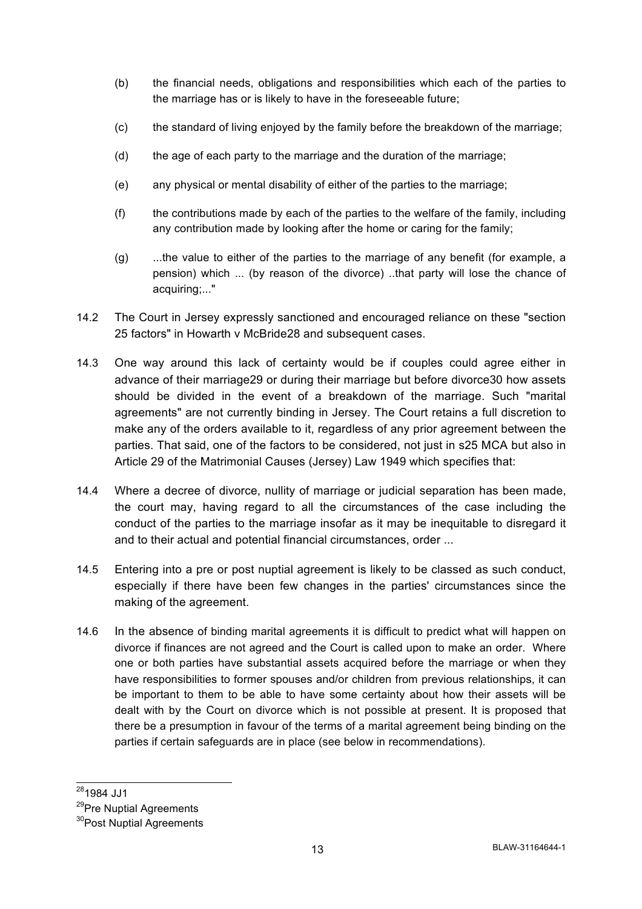(b) the financial needs, obligations and responsibilities which each of the parties to the marriage has or is likely to have in the foreseeable future;

(c) the standard of living enjoyed by the family before the breakdown of the marriage;

(d) the age of each party to the marriage and the duration of the marriage;

(e) any physical or mental disability of either of the parties to the marriage;

(f) the contributions made by each of the parties to the welfare of the family, including any contribution made by looking after the home or caring for the family;

(g) ...the value to either of the parties to the marriage of any benefit (for example, a pension) which ... (by reason of the divorce) ..that party will lose the chance of acquiring;..."

14.2 The Court in Jersey expressly sanctioned and encouraged reliance on these "section 25 factors" in Howarth v McBride[28] and subsequent cases.

14.3 One way around this lack of certainty would be if couples could agree either in advance of their marriage[29] or during their marriage but before divorce[30] how assets should be divided in the event of a breakdown of the marriage. Such "marital agreements" are not currently binding in Jersey. The Court retains a full discretion to make any of the orders available to it, regardless of any prior agreement between the parties. That said, one of the factors to be considered, not just in s25 MCA but also in Article 29 of the Matrimonial Causes (Jersey) Law 1949 which specifies that:

14.4 Where a decree of divorce, nullity of marriage or judicial separation has been made, the court may, having regard to all the circumstances of the case including the conduct of the parties to the marriage insofar as it may be inequitable to disregard it and to their actual and potential financial circumstances, order ...

14.5 Entering into a pre or post nuptial agreement is likely to be classed as such conduct, especially if there have been few changes in the parties' circumstances since the making of the agreement.

14.6 In the absence of binding marital agreements it is difficult to predict what will happen on divorce if finances are not agreed and the Court is called upon to make an order. Where one or both parties have substantial assets acquired before the marriage or when they have responsibilities to former spouses and/or children from previous relationships, it can be important to them to be able to have some certainty about how their assets will be dealt with by the Court on divorce which is not possible at present. It is proposed that there be a presumption in favour of the terms of a marital agreement being binding on the parties if certain safeguards are in place (see below in recommendations).

---

[28] 1984 JJ1

[29] Pre Nuptial Agreements

[30] Post Nuptial Agreements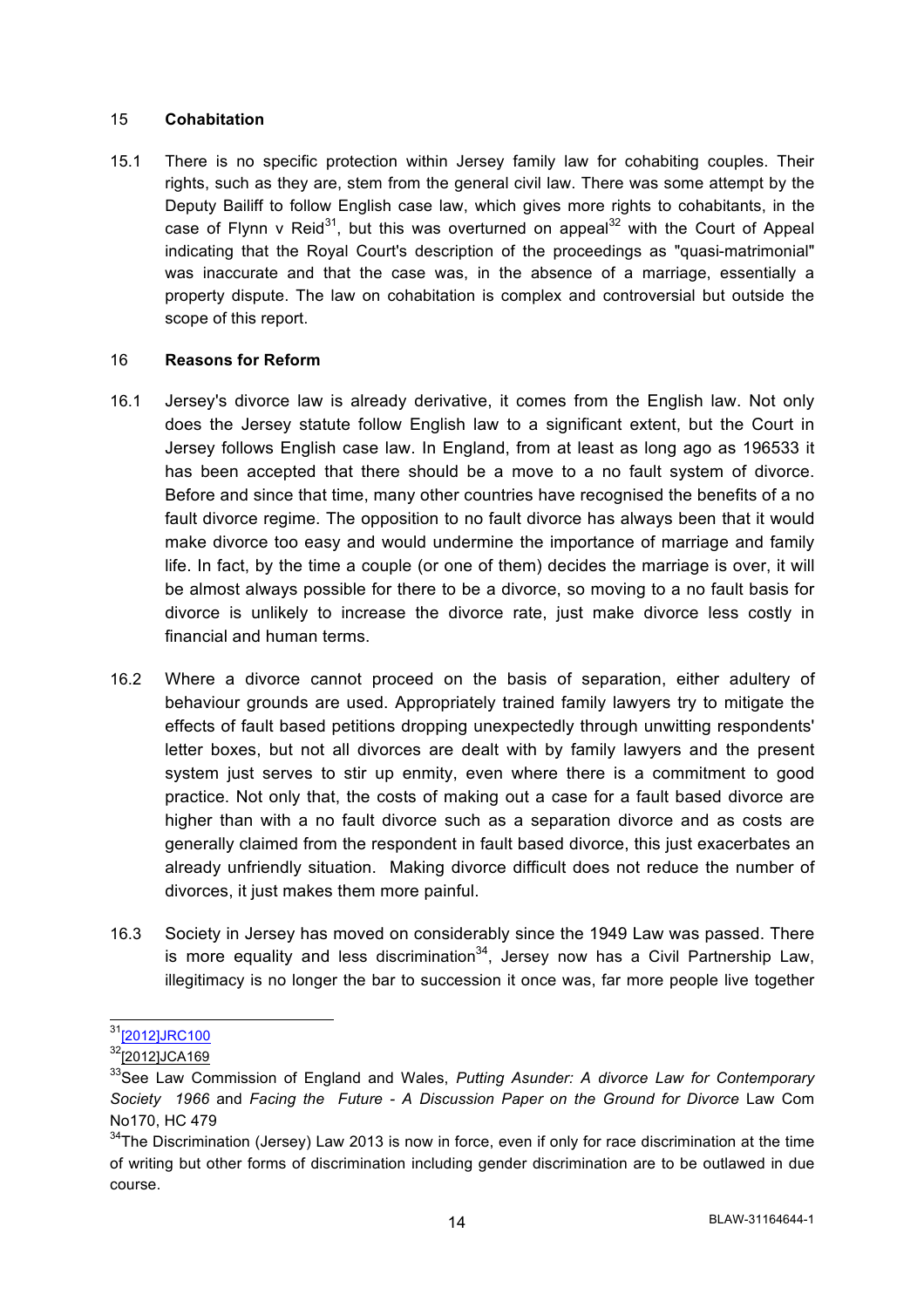## 15 Cohabitation

15.1 There is no specific protection within Jersey family law for cohabiting couples. Their rights, such as they are, stem from the general civil law. There was some attempt by the Deputy Bailiff to follow English case law, which gives more rights to cohabitants, in the case of Flynn v Reid[31], but this was overturned on appeal[32] with the Court of Appeal indicating that the Royal Court's description of the proceedings as "quasi-matrimonial" was inaccurate and that the case was, in the absence of a marriage, essentially a property dispute. The law on cohabitation is complex and controversial but outside the scope of this report.

## 16 Reasons for Reform

16.1 Jersey's divorce law is already derivative, it comes from the English law. Not only does the Jersey statute follow English law to a significant extent, but the Court in Jersey follows English case law. In England, from at least as long ago as 1965[33] it has been accepted that there should be a move to a no fault system of divorce. Before and since that time, many other countries have recognised the benefits of a no fault divorce regime. The opposition to no fault divorce has always been that it would make divorce too easy and would undermine the importance of marriage and family life. In fact, by the time a couple (or one of them) decides the marriage is over, it will be almost always possible for there to be a divorce, so moving to a no fault basis for divorce is unlikely to increase the divorce rate, just make divorce less costly in financial and human terms.

16.2 Where a divorce cannot proceed on the basis of separation, either adultery of behaviour grounds are used. Appropriately trained family lawyers try to mitigate the effects of fault based petitions dropping unexpectedly through unwitting respondents' letter boxes, but not all divorces are dealt with by family lawyers and the present system just serves to stir up enmity, even where there is a commitment to good practice. Not only that, the costs of making out a case for a fault based divorce are higher than with a no fault divorce such as a separation divorce and as costs are generally claimed from the respondent in fault based divorce, this just exacerbates an already unfriendly situation. Making divorce difficult does not reduce the number of divorces, it just makes them more painful.

16.3 Society in Jersey has moved on considerably since the 1949 Law was passed. There is more equality and less discrimination[34], Jersey now has a Civil Partnership Law, illegitimacy is no longer the bar to succession it once was, far more people live together

---

[31] [2012]JRC100

[32] [2012]JCA169

[33] See Law Commission of England and Wales, *Putting Asunder: A divorce Law for Contemporary Society 1966* and *Facing the Future - A Discussion Paper on the Ground for Divorce* Law Com No170, HC 479

[34] The Discrimination (Jersey) Law 2013 is now in force, even if only for race discrimination at the time of writing but other forms of discrimination including gender discrimination are to be outlawed in due course.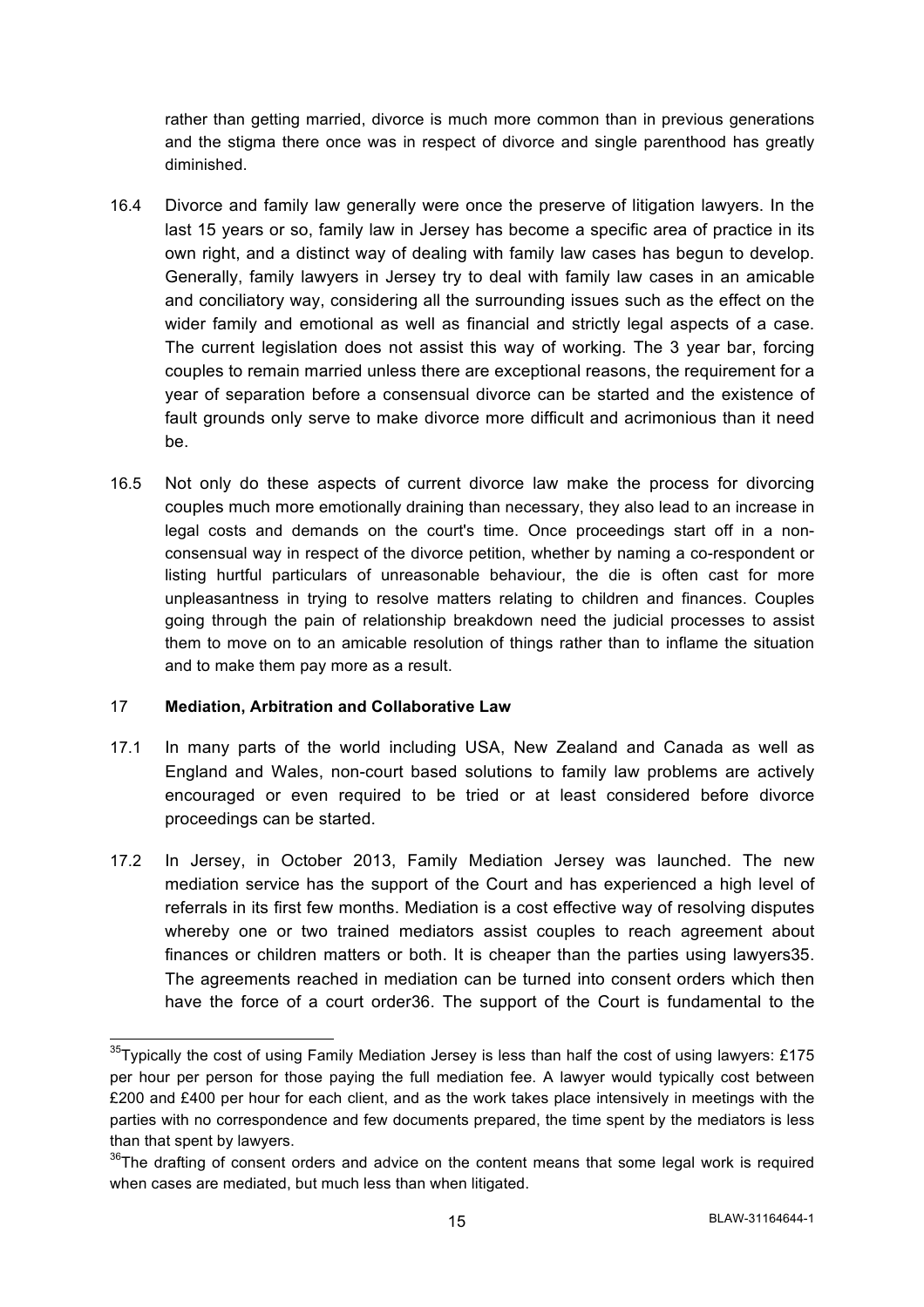rather than getting married, divorce is much more common than in previous generations and the stigma there once was in respect of divorce and single parenthood has greatly diminished.

16.4 Divorce and family law generally were once the preserve of litigation lawyers. In the last 15 years or so, family law in Jersey has become a specific area of practice in its own right, and a distinct way of dealing with family law cases has begun to develop. Generally, family lawyers in Jersey try to deal with family law cases in an amicable and conciliatory way, considering all the surrounding issues such as the effect on the wider family and emotional as well as financial and strictly legal aspects of a case. The current legislation does not assist this way of working. The 3 year bar, forcing couples to remain married unless there are exceptional reasons, the requirement for a year of separation before a consensual divorce can be started and the existence of fault grounds only serve to make divorce more difficult and acrimonious than it need be.

16.5 Not only do these aspects of current divorce law make the process for divorcing couples much more emotionally draining than necessary, they also lead to an increase in legal costs and demands on the court's time. Once proceedings start off in a non-consensual way in respect of the divorce petition, whether by naming a co-respondent or listing hurtful particulars of unreasonable behaviour, the die is often cast for more unpleasantness in trying to resolve matters relating to children and finances. Couples going through the pain of relationship breakdown need the judicial processes to assist them to move on to an amicable resolution of things rather than to inflame the situation and to make them pay more as a result.

## 17 Mediation, Arbitration and Collaborative Law

17.1 In many parts of the world including USA, New Zealand and Canada as well as England and Wales, non-court based solutions to family law problems are actively encouraged or even required to be tried or at least considered before divorce proceedings can be started.

17.2 In Jersey, in October 2013, Family Mediation Jersey was launched. The new mediation service has the support of the Court and has experienced a high level of referrals in its first few months. Mediation is a cost effective way of resolving disputes whereby one or two trained mediators assist couples to reach agreement about finances or children matters or both. It is cheaper than the parties using lawyers[35]. The agreements reached in mediation can be turned into consent orders which then have the force of a court order[36]. The support of the Court is fundamental to the

---

[35] Typically the cost of using Family Mediation Jersey is less than half the cost of using lawyers: £175 per hour per person for those paying the full mediation fee. A lawyer would typically cost between £200 and £400 per hour for each client, and as the work takes place intensively in meetings with the parties with no correspondence and few documents prepared, the time spent by the mediators is less than that spent by lawyers.

[36] The drafting of consent orders and advice on the content means that some legal work is required when cases are mediated, but much less than when litigated.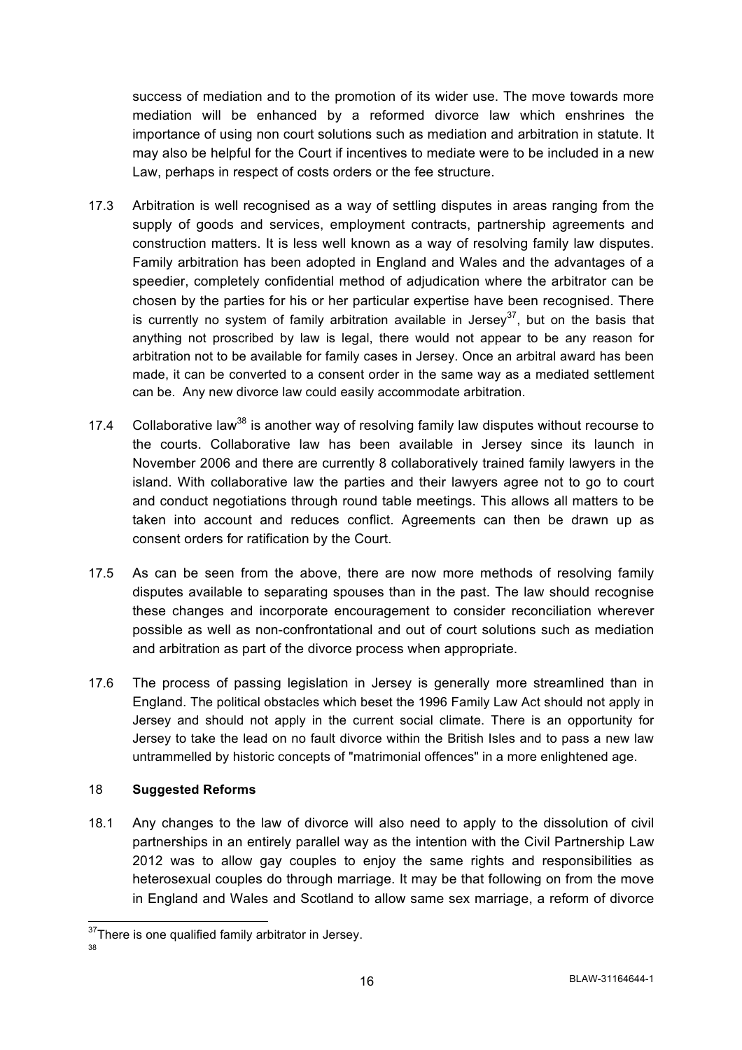success of mediation and to the promotion of its wider use. The move towards more mediation will be enhanced by a reformed divorce law which enshrines the importance of using non court solutions such as mediation and arbitration in statute. It may also be helpful for the Court if incentives to mediate were to be included in a new Law, perhaps in respect of costs orders or the fee structure.

17.3 Arbitration is well recognised as a way of settling disputes in areas ranging from the supply of goods and services, employment contracts, partnership agreements and construction matters. It is less well known as a way of resolving family law disputes. Family arbitration has been adopted in England and Wales and the advantages of a speedier, completely confidential method of adjudication where the arbitrator can be chosen by the parties for his or her particular expertise have been recognised. There is currently no system of family arbitration available in Jersey[37], but on the basis that anything not proscribed by law is legal, there would not appear to be any reason for arbitration not to be available for family cases in Jersey. Once an arbitral award has been made, it can be converted to a consent order in the same way as a mediated settlement can be. Any new divorce law could easily accommodate arbitration.

17.4 Collaborative law[38] is another way of resolving family law disputes without recourse to the courts. Collaborative law has been available in Jersey since its launch in November 2006 and there are currently 8 collaboratively trained family lawyers in the island. With collaborative law the parties and their lawyers agree not to go to court and conduct negotiations through round table meetings. This allows all matters to be taken into account and reduces conflict. Agreements can then be drawn up as consent orders for ratification by the Court.

17.5 As can be seen from the above, there are now more methods of resolving family disputes available to separating spouses than in the past. The law should recognise these changes and incorporate encouragement to consider reconciliation wherever possible as well as non-confrontational and out of court solutions such as mediation and arbitration as part of the divorce process when appropriate.

17.6 The process of passing legislation in Jersey is generally more streamlined than in England. The political obstacles which beset the 1996 Family Law Act should not apply in Jersey and should not apply in the current social climate. There is an opportunity for Jersey to take the lead on no fault divorce within the British Isles and to pass a new law untrammelled by historic concepts of "matrimonial offences" in a more enlightened age.

## 18 Suggested Reforms

18.1 Any changes to the law of divorce will also need to apply to the dissolution of civil partnerships in an entirely parallel way as the intention with the Civil Partnership Law 2012 was to allow gay couples to enjoy the same rights and responsibilities as heterosexual couples do through marriage. It may be that following on from the move in England and Wales and Scotland to allow same sex marriage, a reform of divorce

[37] There is one qualified family arbitrator in Jersey.

[38]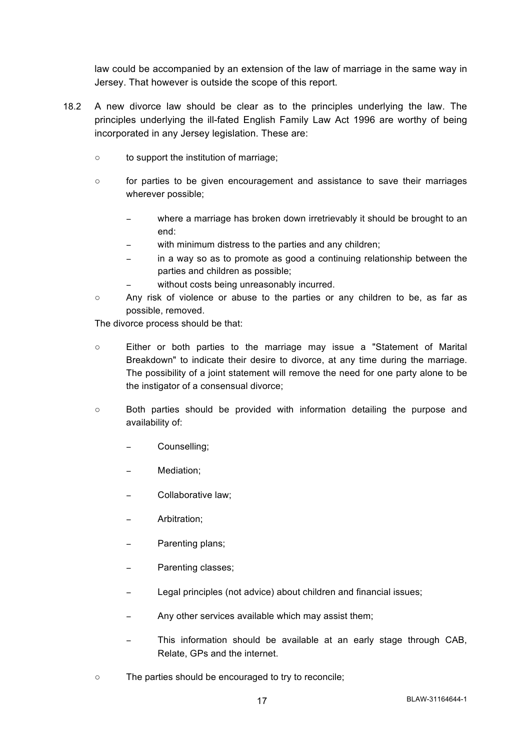law could be accompanied by an extension of the law of marriage in the same way in Jersey. That however is outside the scope of this report.

18.2 A new divorce law should be clear as to the principles underlying the law. The principles underlying the ill-fated English Family Law Act 1996 are worthy of being incorporated in any Jersey legislation. These are:

- to support the institution of marriage;
- for parties to be given encouragement and assistance to save their marriages wherever possible;
  - where a marriage has broken down irretrievably it should be brought to an end:
  - with minimum distress to the parties and any children;
  - in a way so as to promote as good a continuing relationship between the parties and children as possible;
  - without costs being unreasonably incurred.
- Any risk of violence or abuse to the parties or any children to be, as far as possible, removed.

The divorce process should be that:

- Either or both parties to the marriage may issue a "Statement of Marital Breakdown" to indicate their desire to divorce, at any time during the marriage. The possibility of a joint statement will remove the need for one party alone to be the instigator of a consensual divorce;
- Both parties should be provided with information detailing the purpose and availability of:
  - Counselling;
  - Mediation;
  - Collaborative law;
  - Arbitration;
  - Parenting plans;
  - Parenting classes;
  - Legal principles (not advice) about children and financial issues;
  - Any other services available which may assist them;
  - This information should be available at an early stage through CAB, Relate, GPs and the internet.
- The parties should be encouraged to try to reconcile;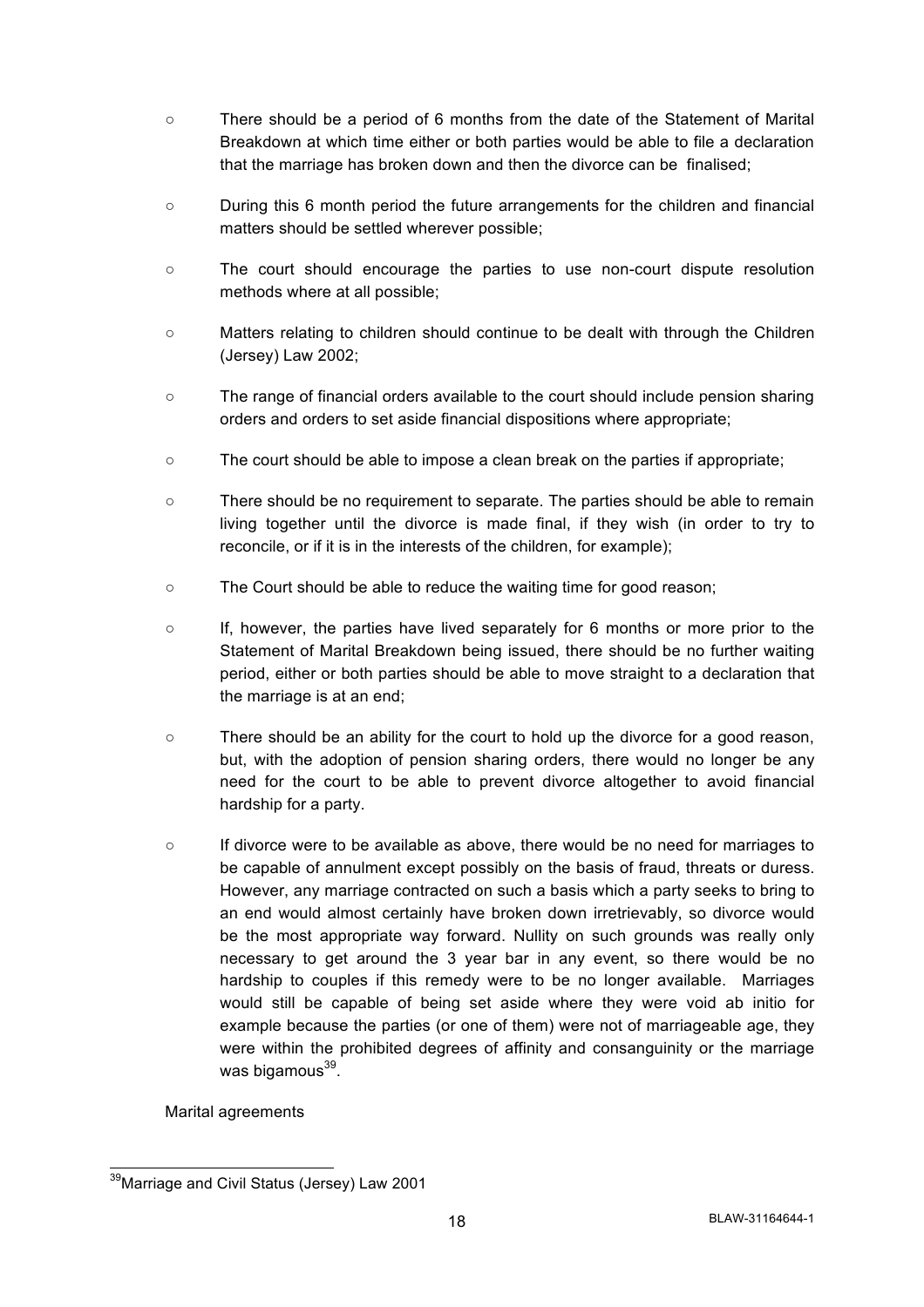- There should be a period of 6 months from the date of the Statement of Marital Breakdown at which time either or both parties would be able to file a declaration that the marriage has broken down and then the divorce can be finalised;
- During this 6 month period the future arrangements for the children and financial matters should be settled wherever possible;
- The court should encourage the parties to use non-court dispute resolution methods where at all possible;
- Matters relating to children should continue to be dealt with through the Children (Jersey) Law 2002;
- The range of financial orders available to the court should include pension sharing orders and orders to set aside financial dispositions where appropriate;
- The court should be able to impose a clean break on the parties if appropriate;
- There should be no requirement to separate. The parties should be able to remain living together until the divorce is made final, if they wish (in order to try to reconcile, or if it is in the interests of the children, for example);
- The Court should be able to reduce the waiting time for good reason;
- If, however, the parties have lived separately for 6 months or more prior to the Statement of Marital Breakdown being issued, there should be no further waiting period, either or both parties should be able to move straight to a declaration that the marriage is at an end;
- There should be an ability for the court to hold up the divorce for a good reason, but, with the adoption of pension sharing orders, there would no longer be any need for the court to be able to prevent divorce altogether to avoid financial hardship for a party.
- If divorce were to be available as above, there would be no need for marriages to be capable of annulment except possibly on the basis of fraud, threats or duress. However, any marriage contracted on such a basis which a party seeks to bring to an end would almost certainly have broken down irretrievably, so divorce would be the most appropriate way forward. Nullity on such grounds was really only necessary to get around the 3 year bar in any event, so there would be no hardship to couples if this remedy were to be no longer available. Marriages would still be capable of being set aside where they were void ab initio for example because the parties (or one of them) were not of marriageable age, they were within the prohibited degrees of affinity and consanguinity or the marriage was bigamous[39].

Marital agreements

---

[39] Marriage and Civil Status (Jersey) Law 2001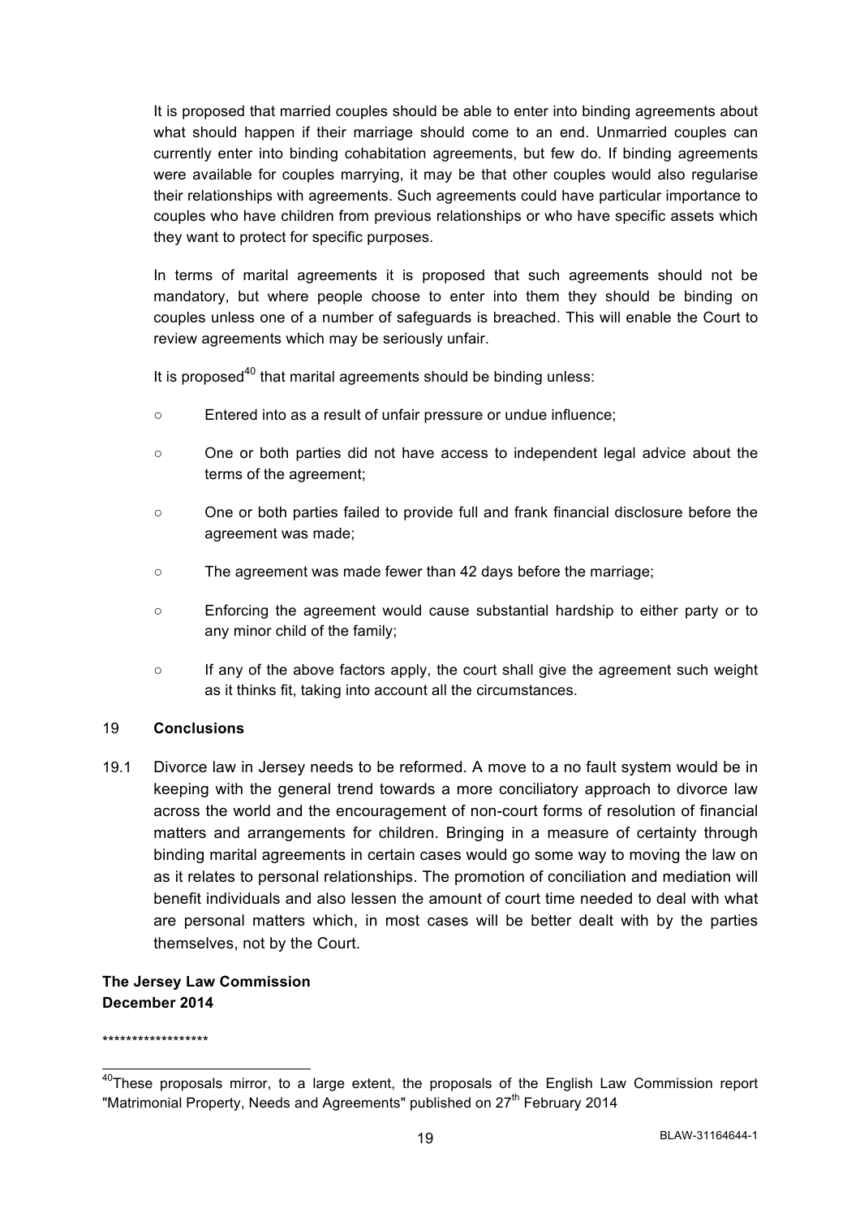It is proposed that married couples should be able to enter into binding agreements about what should happen if their marriage should come to an end. Unmarried couples can currently enter into binding cohabitation agreements, but few do. If binding agreements were available for couples marrying, it may be that other couples would also regularise their relationships with agreements. Such agreements could have particular importance to couples who have children from previous relationships or who have specific assets which they want to protect for specific purposes.

In terms of marital agreements it is proposed that such agreements should not be mandatory, but where people choose to enter into them they should be binding on couples unless one of a number of safeguards is breached. This will enable the Court to review agreements which may be seriously unfair.

It is proposed[40] that marital agreements should be binding unless:

- Entered into as a result of unfair pressure or undue influence;
- One or both parties did not have access to independent legal advice about the terms of the agreement;
- One or both parties failed to provide full and frank financial disclosure before the agreement was made;
- The agreement was made fewer than 42 days before the marriage;
- Enforcing the agreement would cause substantial hardship to either party or to any minor child of the family;
- If any of the above factors apply, the court shall give the agreement such weight as it thinks fit, taking into account all the circumstances.

## 19 Conclusions

19.1 Divorce law in Jersey needs to be reformed. A move to a no fault system would be in keeping with the general trend towards a more conciliatory approach to divorce law across the world and the encouragement of non-court forms of resolution of financial matters and arrangements for children. Bringing in a measure of certainty through binding marital agreements in certain cases would go some way to moving the law on as it relates to personal relationships. The promotion of conciliation and mediation will benefit individuals and also lessen the amount of court time needed to deal with what are personal matters which, in most cases will be better dealt with by the parties themselves, not by the Court.

**The Jersey Law Commission**
**December 2014**

******************

[40] These proposals mirror, to a large extent, the proposals of the English Law Commission report "Matrimonial Property, Needs and Agreements" published on 27th February 2014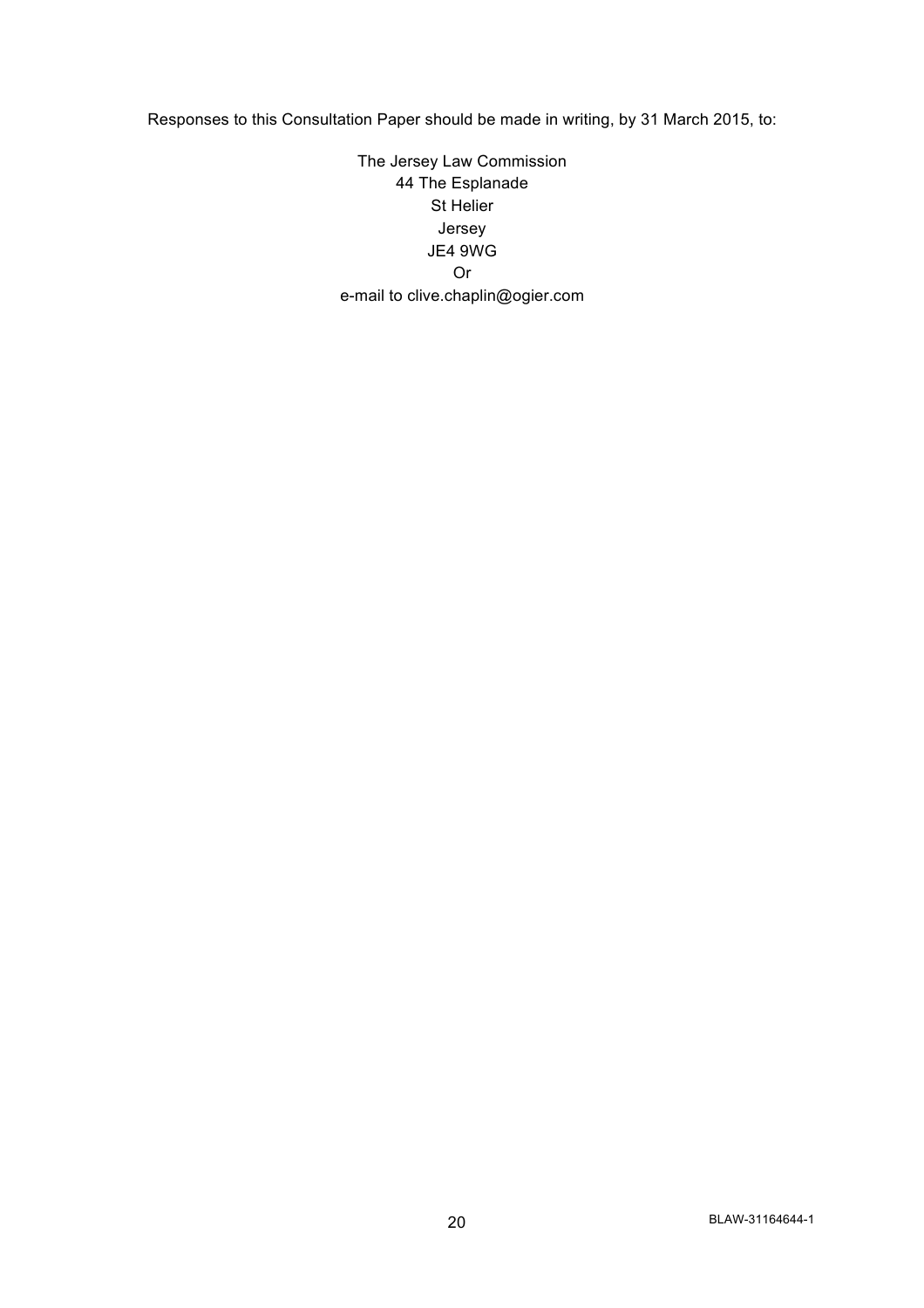Responses to this Consultation Paper should be made in writing, by 31 March 2015, to:

The Jersey Law Commission
44 The Esplanade
St Helier
Jersey
JE4 9WG
Or
e-mail to clive.chaplin@ogier.com